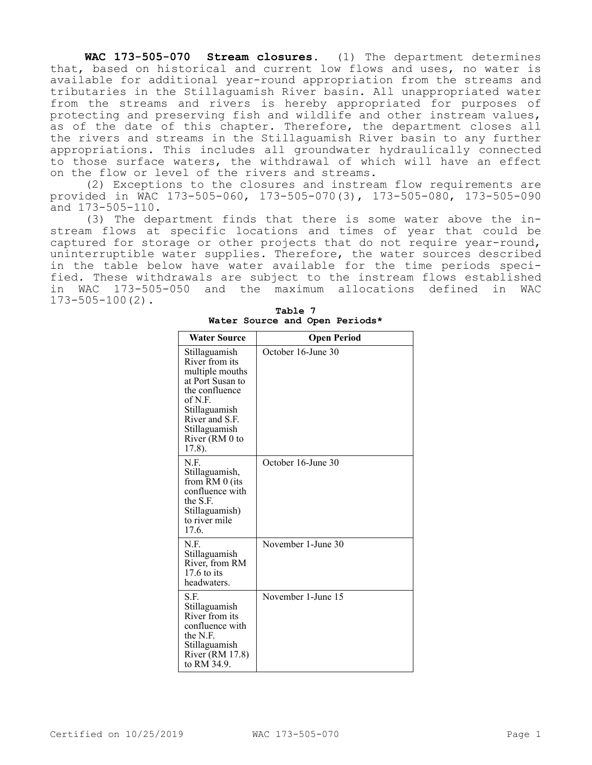**WAC 173-505-070 Stream closures.** (1) The department determines that, based on historical and current low flows and uses, no water is available for additional year-round appropriation from the streams and tributaries in the Stillaguamish River basin. All unappropriated water from the streams and rivers is hereby appropriated for purposes of protecting and preserving fish and wildlife and other instream values, as of the date of this chapter. Therefore, the department closes all the rivers and streams in the Stillaguamish River basin to any further appropriations. This includes all groundwater hydraulically connected to those surface waters, the withdrawal of which will have an effect on the flow or level of the rivers and streams.

(2) Exceptions to the closures and instream flow requirements are provided in WAC 173-505-060, 173-505-070(3), 173-505-080, 173-505-090 and 173-505-110.

(3) The department finds that there is some water above the instream flows at specific locations and times of year that could be captured for storage or other projects that do not require year-round, uninterruptible water supplies. Therefore, the water sources described in the table below have water available for the time periods specified. These withdrawals are subject to the instream flows established in WAC 173-505-050 and the maximum allocations defined in WAC 173-505-100(2).

**Table 7**
**Water Source and Open Periods***

| Water Source | Open Period |
|---|---|
| Stillaguamish River from its multiple mouths at Port Susan to the confluence of N.F. Stillaguamish River and S.F. Stillaguamish River (RM 0 to 17.8). | October 16-June 30 |
| N.F. Stillaguamish, from RM 0 (its confluence with the S.F. Stillaguamish) to river mile 17.6. | October 16-June 30 |
| N.F. Stillaguamish River, from RM 17.6 to its headwaters. | November 1-June 30 |
| S.F. Stillaguamish River from its confluence with the N.F. Stillaguamish River (RM 17.8) to RM 34.9. | November 1-June 15 |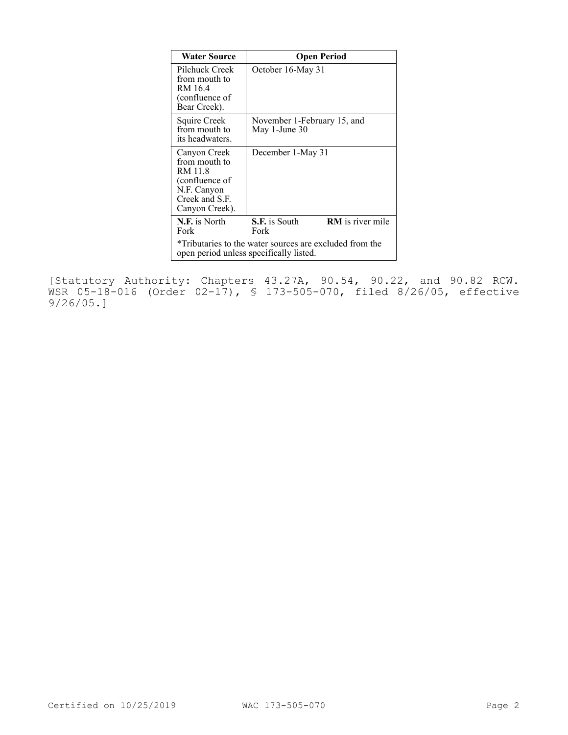| Water Source | Open Period |
|---|---|
| Pilchuck Creek from mouth to RM 16.4 (confluence of Bear Creek). | October 16-May 31 |
| Squire Creek from mouth to its headwaters. | November 1-February 15, and May 1-June 30 |
| Canyon Creek from mouth to RM 11.8 (confluence of N.F. Canyon Creek and S.F. Canyon Creek). | December 1-May 31 |
| **N.F.** is North Fork | **S.F.** is South Fork    **RM** is river mile |

*Tributaries to the water sources are excluded from the open period unless specifically listed.

[Statutory Authority: Chapters 43.27A, 90.54, 90.22, and 90.82 RCW. WSR 05-18-016 (Order 02-17), § 173-505-070, filed 8/26/05, effective 9/26/05.]